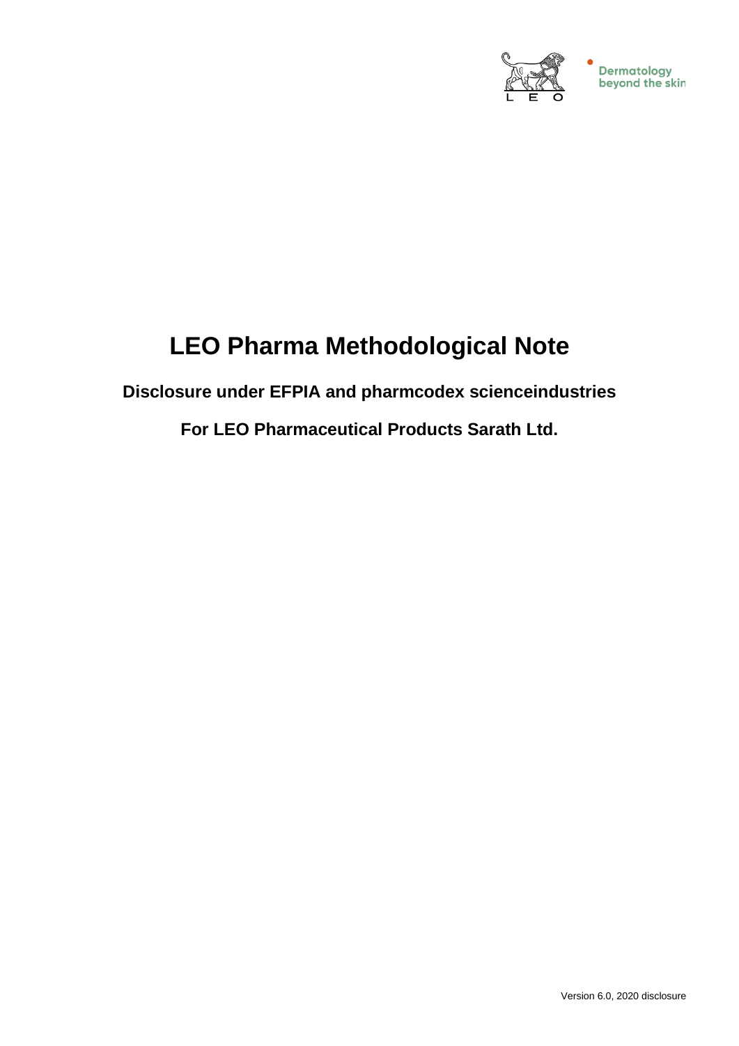Dermatology beyond the skin

# LEO Pharma Methodological Note

## Disclosure under EFPIA and pharmcodex scienceindustries

## For LEO Pharmaceutical Products Sarath Ltd.

Version 6.0, 2020 disclosure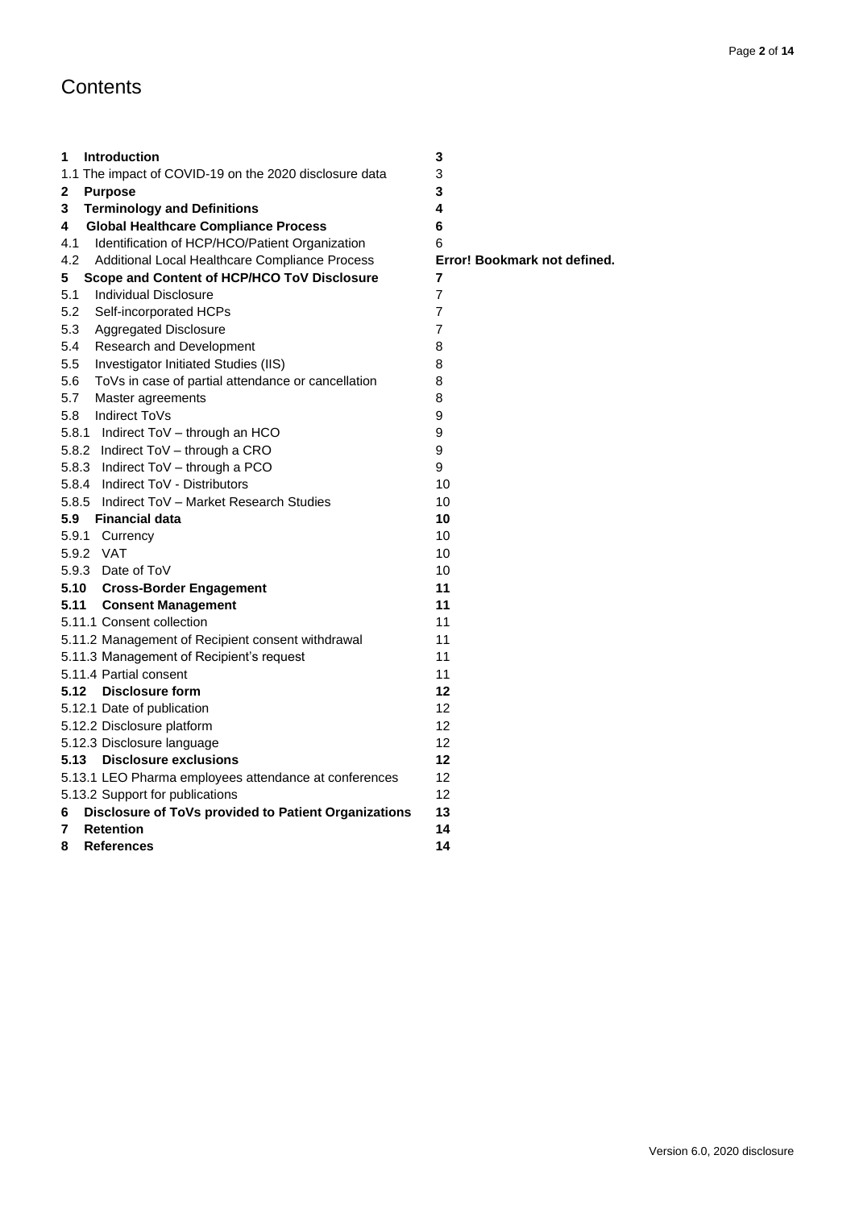# Contents

| | |
|---|---|
| **1 Introduction** | **3** |
| 1.1 The impact of COVID-19 on the 2020 disclosure data | 3 |
| **2 Purpose** | **3** |
| **3 Terminology and Definitions** | **4** |
| **4 Global Healthcare Compliance Process** | **6** |
| 4.1 Identification of HCP/HCO/Patient Organization | 6 |
| 4.2 Additional Local Healthcare Compliance Process | **Error! Bookmark not defined.** |
| **5 Scope and Content of HCP/HCO ToV Disclosure** | **7** |
| 5.1 Individual Disclosure | 7 |
| 5.2 Self-incorporated HCPs | 7 |
| 5.3 Aggregated Disclosure | 7 |
| 5.4 Research and Development | 8 |
| 5.5 Investigator Initiated Studies (IIS) | 8 |
| 5.6 ToVs in case of partial attendance or cancellation | 8 |
| 5.7 Master agreements | 8 |
| 5.8 Indirect ToVs | 9 |
| 5.8.1 Indirect ToV – through an HCO | 9 |
| 5.8.2 Indirect ToV – through a CRO | 9 |
| 5.8.3 Indirect ToV – through a PCO | 9 |
| 5.8.4 Indirect ToV - Distributors | 10 |
| 5.8.5 Indirect ToV – Market Research Studies | 10 |
| **5.9 Financial data** | **10** |
| 5.9.1 Currency | 10 |
| 5.9.2 VAT | 10 |
| 5.9.3 Date of ToV | 10 |
| **5.10 Cross-Border Engagement** | **11** |
| **5.11 Consent Management** | **11** |
| 5.11.1 Consent collection | 11 |
| 5.11.2 Management of Recipient consent withdrawal | 11 |
| 5.11.3 Management of Recipient's request | 11 |
| 5.11.4 Partial consent | 11 |
| **5.12 Disclosure form** | **12** |
| 5.12.1 Date of publication | 12 |
| 5.12.2 Disclosure platform | 12 |
| 5.12.3 Disclosure language | 12 |
| **5.13 Disclosure exclusions** | **12** |
| 5.13.1 LEO Pharma employees attendance at conferences | 12 |
| 5.13.2 Support for publications | 12 |
| **6 Disclosure of ToVs provided to Patient Organizations** | **13** |
| **7 Retention** | **14** |
| **8 References** | **14** |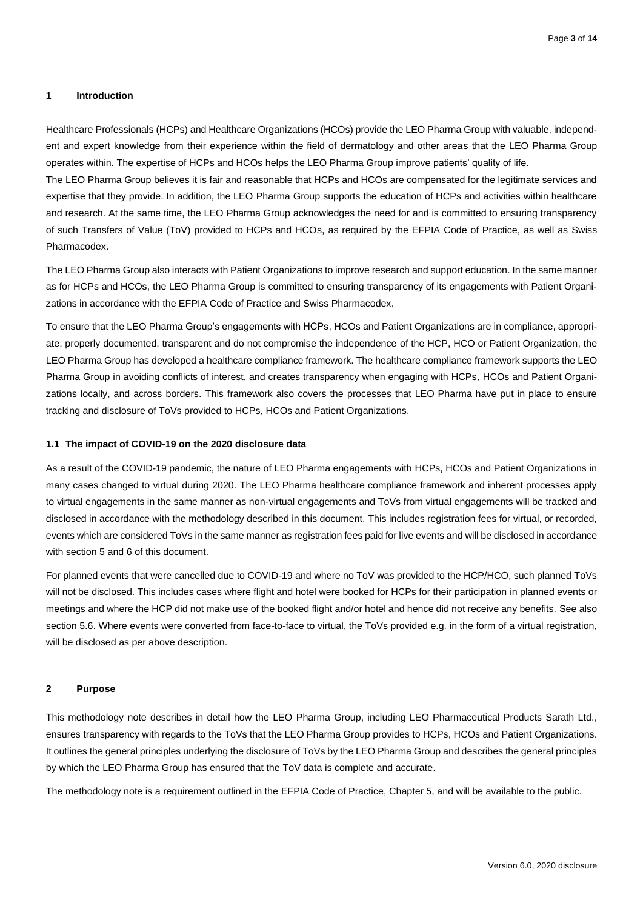## 1 Introduction

Healthcare Professionals (HCPs) and Healthcare Organizations (HCOs) provide the LEO Pharma Group with valuable, independent and expert knowledge from their experience within the field of dermatology and other areas that the LEO Pharma Group operates within. The expertise of HCPs and HCOs helps the LEO Pharma Group improve patients' quality of life.

The LEO Pharma Group believes it is fair and reasonable that HCPs and HCOs are compensated for the legitimate services and expertise that they provide. In addition, the LEO Pharma Group supports the education of HCPs and activities within healthcare and research. At the same time, the LEO Pharma Group acknowledges the need for and is committed to ensuring transparency of such Transfers of Value (ToV) provided to HCPs and HCOs, as required by the EFPIA Code of Practice, as well as Swiss Pharmacodex.

The LEO Pharma Group also interacts with Patient Organizations to improve research and support education. In the same manner as for HCPs and HCOs, the LEO Pharma Group is committed to ensuring transparency of its engagements with Patient Organizations in accordance with the EFPIA Code of Practice and Swiss Pharmacodex.

To ensure that the LEO Pharma Group's engagements with HCPs, HCOs and Patient Organizations are in compliance, appropriate, properly documented, transparent and do not compromise the independence of the HCP, HCO or Patient Organization, the LEO Pharma Group has developed a healthcare compliance framework. The healthcare compliance framework supports the LEO Pharma Group in avoiding conflicts of interest, and creates transparency when engaging with HCPs, HCOs and Patient Organizations locally, and across borders. This framework also covers the processes that LEO Pharma have put in place to ensure tracking and disclosure of ToVs provided to HCPs, HCOs and Patient Organizations.

### 1.1 The impact of COVID-19 on the 2020 disclosure data

As a result of the COVID-19 pandemic, the nature of LEO Pharma engagements with HCPs, HCOs and Patient Organizations in many cases changed to virtual during 2020. The LEO Pharma healthcare compliance framework and inherent processes apply to virtual engagements in the same manner as non-virtual engagements and ToVs from virtual engagements will be tracked and disclosed in accordance with the methodology described in this document. This includes registration fees for virtual, or recorded, events which are considered ToVs in the same manner as registration fees paid for live events and will be disclosed in accordance with section 5 and 6 of this document.

For planned events that were cancelled due to COVID-19 and where no ToV was provided to the HCP/HCO, such planned ToVs will not be disclosed. This includes cases where flight and hotel were booked for HCPs for their participation in planned events or meetings and where the HCP did not make use of the booked flight and/or hotel and hence did not receive any benefits. See also section 5.6. Where events were converted from face-to-face to virtual, the ToVs provided e.g. in the form of a virtual registration, will be disclosed as per above description.

## 2 Purpose

This methodology note describes in detail how the LEO Pharma Group, including LEO Pharmaceutical Products Sarath Ltd., ensures transparency with regards to the ToVs that the LEO Pharma Group provides to HCPs, HCOs and Patient Organizations. It outlines the general principles underlying the disclosure of ToVs by the LEO Pharma Group and describes the general principles by which the LEO Pharma Group has ensured that the ToV data is complete and accurate.

The methodology note is a requirement outlined in the EFPIA Code of Practice, Chapter 5, and will be available to the public.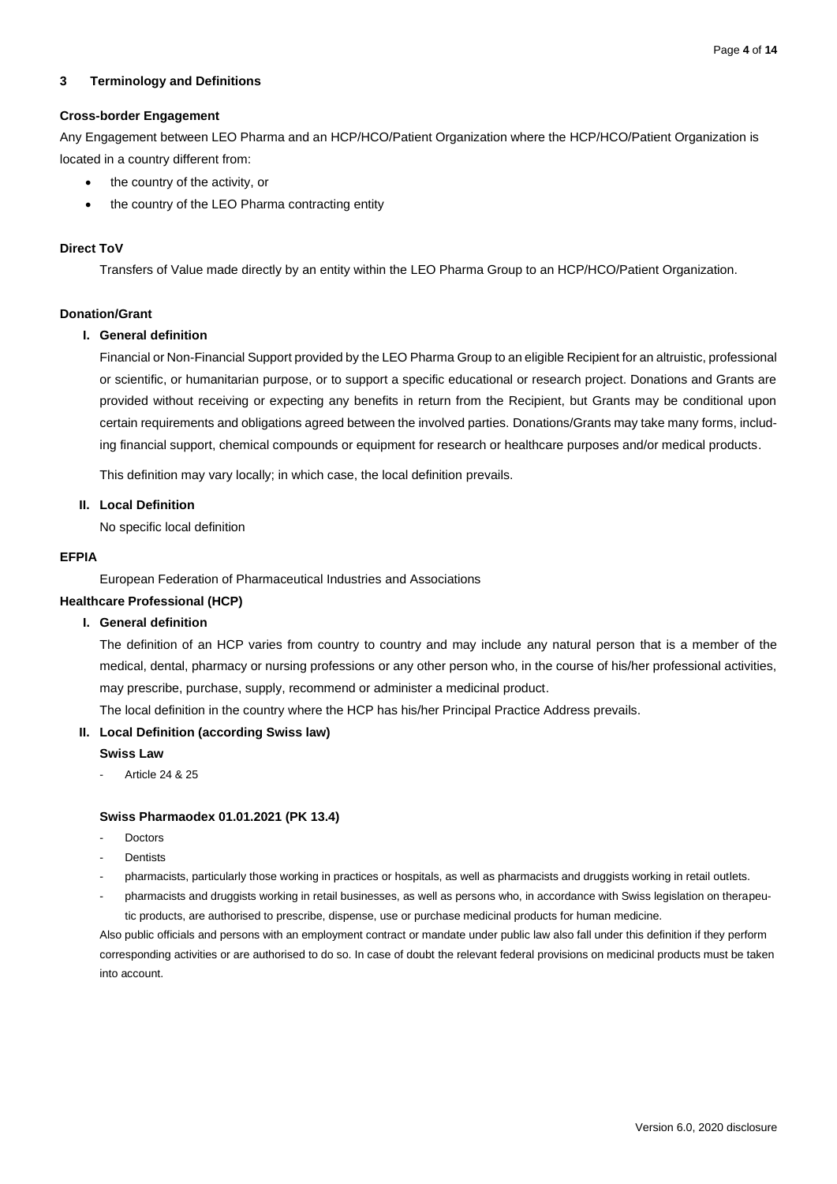## 3 Terminology and Definitions

### Cross-border Engagement

Any Engagement between LEO Pharma and an HCP/HCO/Patient Organization where the HCP/HCO/Patient Organization is located in a country different from:

- the country of the activity, or
- the country of the LEO Pharma contracting entity

### Direct ToV

Transfers of Value made directly by an entity within the LEO Pharma Group to an HCP/HCO/Patient Organization.

### Donation/Grant

**I. General definition**

Financial or Non-Financial Support provided by the LEO Pharma Group to an eligible Recipient for an altruistic, professional or scientific, or humanitarian purpose, or to support a specific educational or research project. Donations and Grants are provided without receiving or expecting any benefits in return from the Recipient, but Grants may be conditional upon certain requirements and obligations agreed between the involved parties. Donations/Grants may take many forms, including financial support, chemical compounds or equipment for research or healthcare purposes and/or medical products.

This definition may vary locally; in which case, the local definition prevails.

**II. Local Definition**

No specific local definition

### EFPIA

European Federation of Pharmaceutical Industries and Associations

### Healthcare Professional (HCP)

**I. General definition**

The definition of an HCP varies from country to country and may include any natural person that is a member of the medical, dental, pharmacy or nursing professions or any other person who, in the course of his/her professional activities, may prescribe, purchase, supply, recommend or administer a medicinal product.

The local definition in the country where the HCP has his/her Principal Practice Address prevails.

**II. Local Definition (according Swiss law)**

**Swiss Law**

- Article 24 & 25

**Swiss Pharmaodex 01.01.2021 (PK 13.4)**

- Doctors
- Dentists
- pharmacists, particularly those working in practices or hospitals, as well as pharmacists and druggists working in retail outlets.
- pharmacists and druggists working in retail businesses, as well as persons who, in accordance with Swiss legislation on therapeutic products, are authorised to prescribe, dispense, use or purchase medicinal products for human medicine.

Also public officials and persons with an employment contract or mandate under public law also fall under this definition if they perform corresponding activities or are authorised to do so. In case of doubt the relevant federal provisions on medicinal products must be taken into account.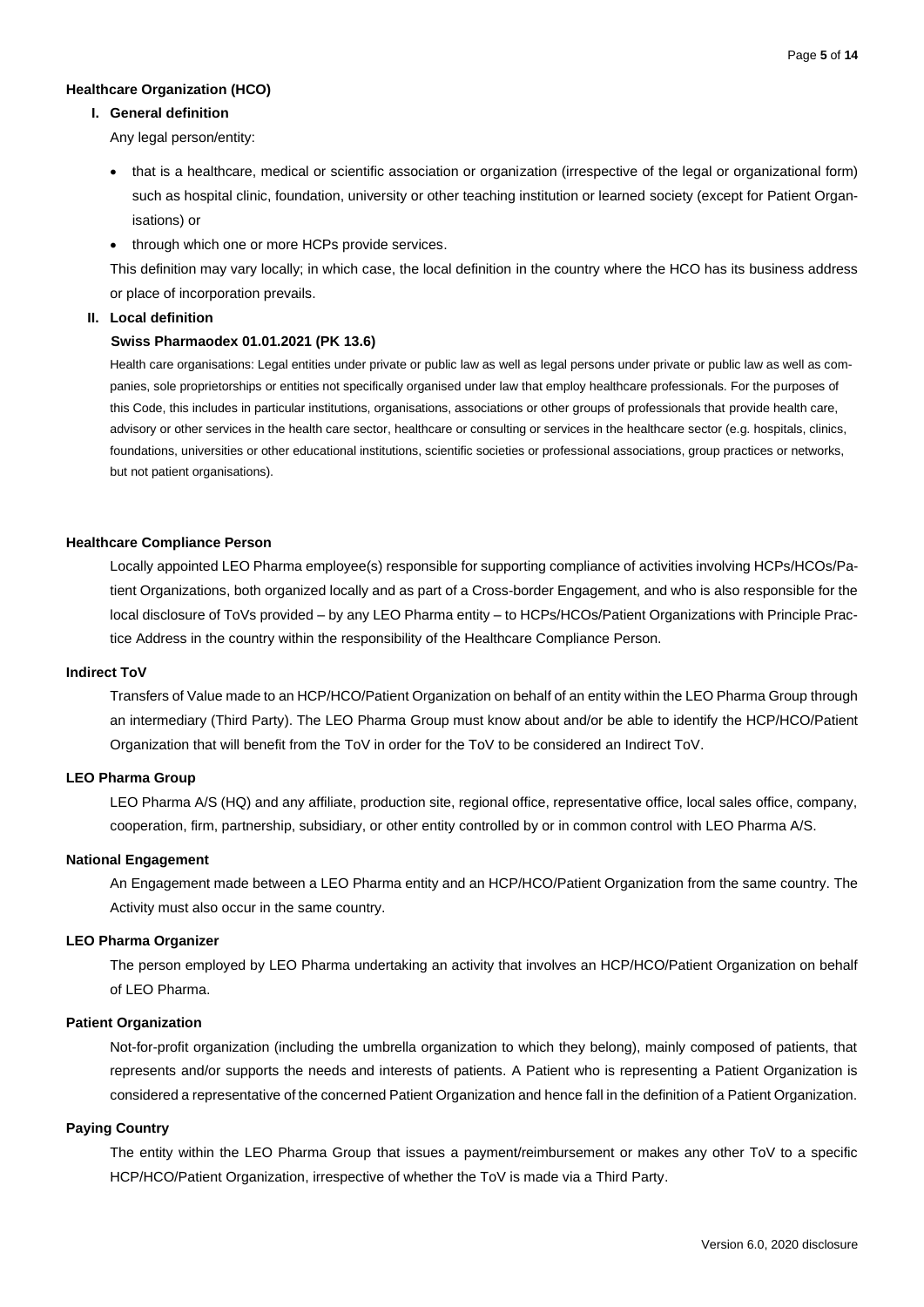**Healthcare Organization (HCO)**

**I. General definition**

Any legal person/entity:

- that is a healthcare, medical or scientific association or organization (irrespective of the legal or organizational form) such as hospital clinic, foundation, university or other teaching institution or learned society (except for Patient Organisations) or
- through which one or more HCPs provide services.

This definition may vary locally; in which case, the local definition in the country where the HCO has its business address or place of incorporation prevails.

**II. Local definition**

**Swiss Pharmaodex 01.01.2021 (PK 13.6)**

Health care organisations: Legal entities under private or public law as well as legal persons under private or public law as well as companies, sole proprietorships or entities not specifically organised under law that employ healthcare professionals. For the purposes of this Code, this includes in particular institutions, organisations, associations or other groups of professionals that provide health care, advisory or other services in the health care sector, healthcare or consulting or services in the healthcare sector (e.g. hospitals, clinics, foundations, universities or other educational institutions, scientific societies or professional associations, group practices or networks, but not patient organisations).

**Healthcare Compliance Person**

Locally appointed LEO Pharma employee(s) responsible for supporting compliance of activities involving HCPs/HCOs/Patient Organizations, both organized locally and as part of a Cross-border Engagement, and who is also responsible for the local disclosure of ToVs provided – by any LEO Pharma entity – to HCPs/HCOs/Patient Organizations with Principle Practice Address in the country within the responsibility of the Healthcare Compliance Person.

**Indirect ToV**

Transfers of Value made to an HCP/HCO/Patient Organization on behalf of an entity within the LEO Pharma Group through an intermediary (Third Party). The LEO Pharma Group must know about and/or be able to identify the HCP/HCO/Patient Organization that will benefit from the ToV in order for the ToV to be considered an Indirect ToV.

**LEO Pharma Group**

LEO Pharma A/S (HQ) and any affiliate, production site, regional office, representative office, local sales office, company, cooperation, firm, partnership, subsidiary, or other entity controlled by or in common control with LEO Pharma A/S.

**National Engagement**

An Engagement made between a LEO Pharma entity and an HCP/HCO/Patient Organization from the same country. The Activity must also occur in the same country.

**LEO Pharma Organizer**

The person employed by LEO Pharma undertaking an activity that involves an HCP/HCO/Patient Organization on behalf of LEO Pharma.

**Patient Organization**

Not-for-profit organization (including the umbrella organization to which they belong), mainly composed of patients, that represents and/or supports the needs and interests of patients. A Patient who is representing a Patient Organization is considered a representative of the concerned Patient Organization and hence fall in the definition of a Patient Organization.

**Paying Country**

The entity within the LEO Pharma Group that issues a payment/reimbursement or makes any other ToV to a specific HCP/HCO/Patient Organization, irrespective of whether the ToV is made via a Third Party.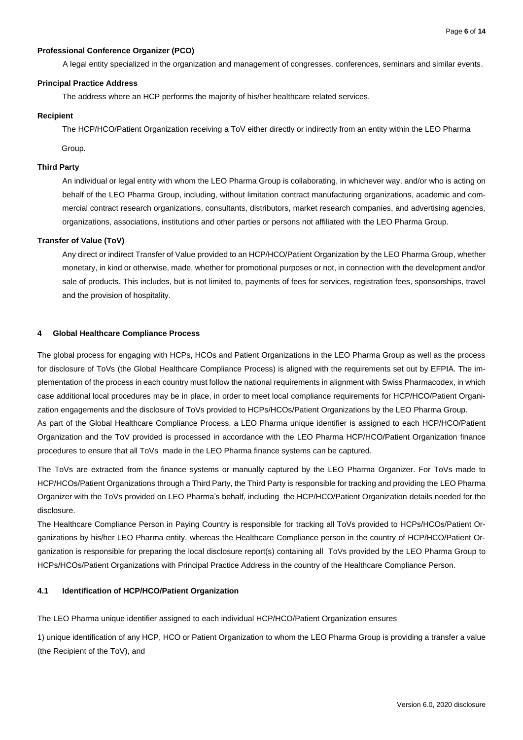**Professional Conference Organizer (PCO)**

A legal entity specialized in the organization and management of congresses, conferences, seminars and similar events.

**Principal Practice Address**

The address where an HCP performs the majority of his/her healthcare related services.

**Recipient**

The HCP/HCO/Patient Organization receiving a ToV either directly or indirectly from an entity within the LEO Pharma Group.

**Third Party**

An individual or legal entity with whom the LEO Pharma Group is collaborating, in whichever way, and/or who is acting on behalf of the LEO Pharma Group, including, without limitation contract manufacturing organizations, academic and commercial contract research organizations, consultants, distributors, market research companies, and advertising agencies, organizations, associations, institutions and other parties or persons not affiliated with the LEO Pharma Group.

**Transfer of Value (ToV)**

Any direct or indirect Transfer of Value provided to an HCP/HCO/Patient Organization by the LEO Pharma Group, whether monetary, in kind or otherwise, made, whether for promotional purposes or not, in connection with the development and/or sale of products. This includes, but is not limited to, payments of fees for services, registration fees, sponsorships, travel and the provision of hospitality.

## 4 Global Healthcare Compliance Process

The global process for engaging with HCPs, HCOs and Patient Organizations in the LEO Pharma Group as well as the process for disclosure of ToVs (the Global Healthcare Compliance Process) is aligned with the requirements set out by EFPIA. The implementation of the process in each country must follow the national requirements in alignment with Swiss Pharmacodex, in which case additional local procedures may be in place, in order to meet local compliance requirements for HCP/HCO/Patient Organization engagements and the disclosure of ToVs provided to HCPs/HCOs/Patient Organizations by the LEO Pharma Group.

As part of the Global Healthcare Compliance Process, a LEO Pharma unique identifier is assigned to each HCP/HCO/Patient Organization and the ToV provided is processed in accordance with the LEO Pharma HCP/HCO/Patient Organization finance procedures to ensure that all ToVs made in the LEO Pharma finance systems can be captured.

The ToVs are extracted from the finance systems or manually captured by the LEO Pharma Organizer. For ToVs made to HCP/HCOs/Patient Organizations through a Third Party, the Third Party is responsible for tracking and providing the LEO Pharma Organizer with the ToVs provided on LEO Pharma's behalf, including the HCP/HCO/Patient Organization details needed for the disclosure.

The Healthcare Compliance Person in Paying Country is responsible for tracking all ToVs provided to HCPs/HCOs/Patient Organizations by his/her LEO Pharma entity, whereas the Healthcare Compliance person in the country of HCP/HCO/Patient Organization is responsible for preparing the local disclosure report(s) containing all ToVs provided by the LEO Pharma Group to HCPs/HCOs/Patient Organizations with Principal Practice Address in the country of the Healthcare Compliance Person.

### 4.1 Identification of HCP/HCO/Patient Organization

The LEO Pharma unique identifier assigned to each individual HCP/HCO/Patient Organization ensures

1) unique identification of any HCP, HCO or Patient Organization to whom the LEO Pharma Group is providing a transfer a value (the Recipient of the ToV), and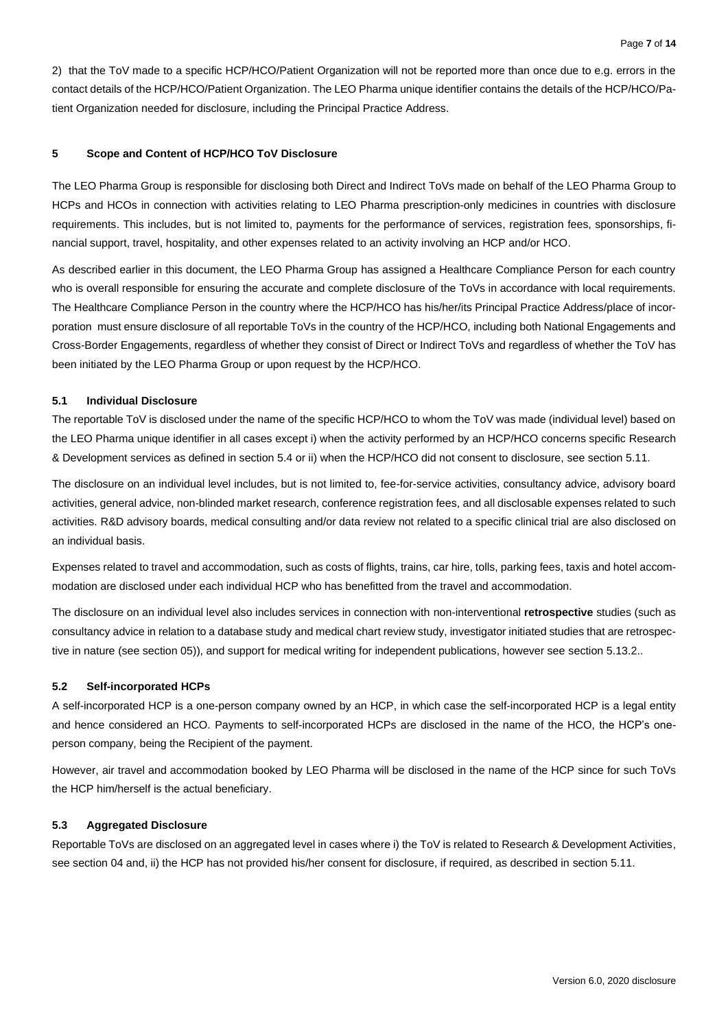2) that the ToV made to a specific HCP/HCO/Patient Organization will not be reported more than once due to e.g. errors in the contact details of the HCP/HCO/Patient Organization. The LEO Pharma unique identifier contains the details of the HCP/HCO/Patient Organization needed for disclosure, including the Principal Practice Address.

## 5 Scope and Content of HCP/HCO ToV Disclosure

The LEO Pharma Group is responsible for disclosing both Direct and Indirect ToVs made on behalf of the LEO Pharma Group to HCPs and HCOs in connection with activities relating to LEO Pharma prescription-only medicines in countries with disclosure requirements. This includes, but is not limited to, payments for the performance of services, registration fees, sponsorships, financial support, travel, hospitality, and other expenses related to an activity involving an HCP and/or HCO.

As described earlier in this document, the LEO Pharma Group has assigned a Healthcare Compliance Person for each country who is overall responsible for ensuring the accurate and complete disclosure of the ToVs in accordance with local requirements. The Healthcare Compliance Person in the country where the HCP/HCO has his/her/its Principal Practice Address/place of incorporation must ensure disclosure of all reportable ToVs in the country of the HCP/HCO, including both National Engagements and Cross-Border Engagements, regardless of whether they consist of Direct or Indirect ToVs and regardless of whether the ToV has been initiated by the LEO Pharma Group or upon request by the HCP/HCO.

### 5.1 Individual Disclosure

The reportable ToV is disclosed under the name of the specific HCP/HCO to whom the ToV was made (individual level) based on the LEO Pharma unique identifier in all cases except i) when the activity performed by an HCP/HCO concerns specific Research & Development services as defined in section 5.4 or ii) when the HCP/HCO did not consent to disclosure, see section 5.11.

The disclosure on an individual level includes, but is not limited to, fee-for-service activities, consultancy advice, advisory board activities, general advice, non-blinded market research, conference registration fees, and all disclosable expenses related to such activities. R&D advisory boards, medical consulting and/or data review not related to a specific clinical trial are also disclosed on an individual basis.

Expenses related to travel and accommodation, such as costs of flights, trains, car hire, tolls, parking fees, taxis and hotel accommodation are disclosed under each individual HCP who has benefitted from the travel and accommodation.

The disclosure on an individual level also includes services in connection with non-interventional **retrospective** studies (such as consultancy advice in relation to a database study and medical chart review study, investigator initiated studies that are retrospective in nature (see section 05)), and support for medical writing for independent publications, however see section 5.13.2..

### 5.2 Self-incorporated HCPs

A self-incorporated HCP is a one-person company owned by an HCP, in which case the self-incorporated HCP is a legal entity and hence considered an HCO. Payments to self-incorporated HCPs are disclosed in the name of the HCO, the HCP's one-person company, being the Recipient of the payment.

However, air travel and accommodation booked by LEO Pharma will be disclosed in the name of the HCP since for such ToVs the HCP him/herself is the actual beneficiary.

### 5.3 Aggregated Disclosure

Reportable ToVs are disclosed on an aggregated level in cases where i) the ToV is related to Research & Development Activities, see section 04 and, ii) the HCP has not provided his/her consent for disclosure, if required, as described in section 5.11.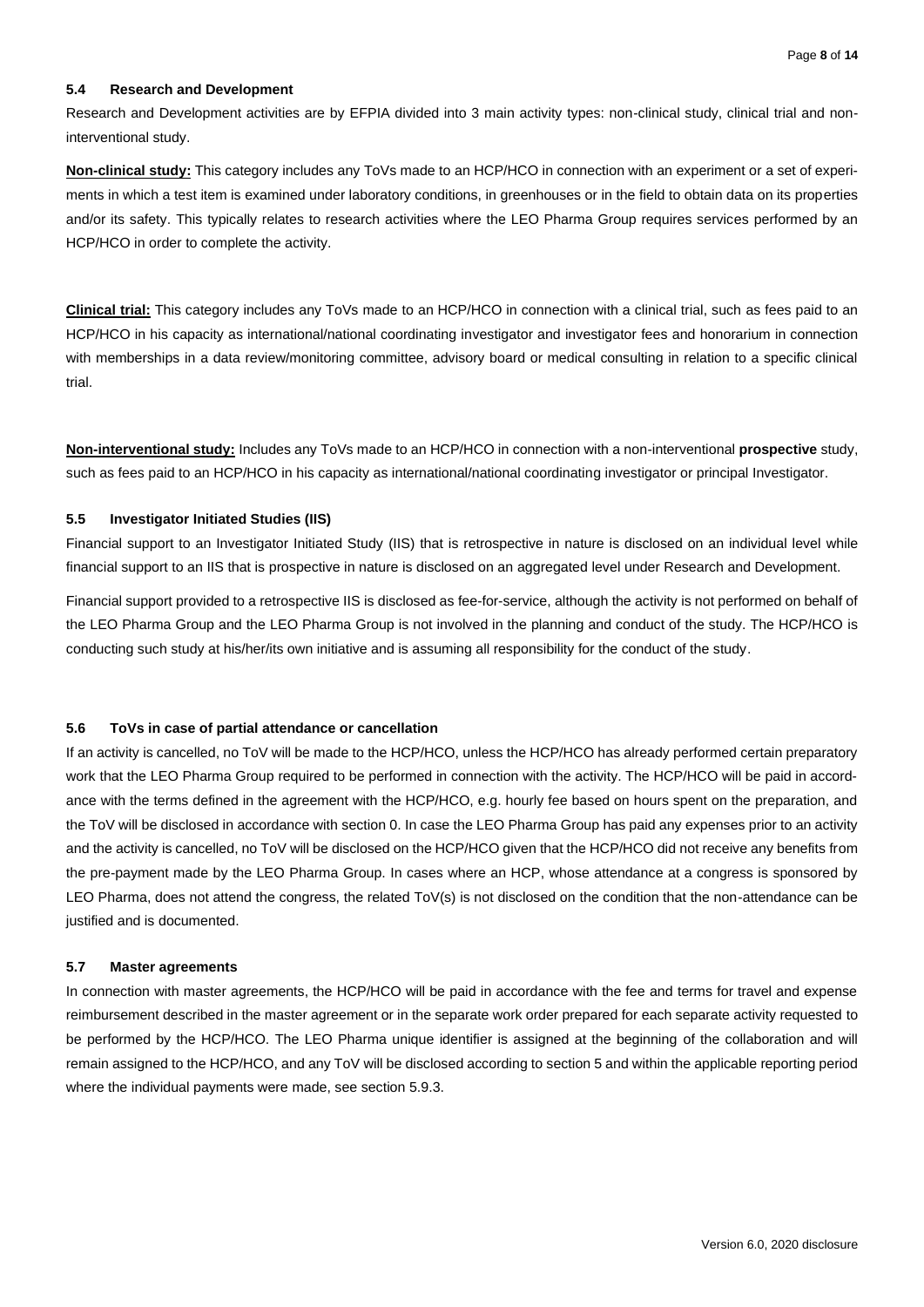### 5.4 Research and Development

Research and Development activities are by EFPIA divided into 3 main activity types: non-clinical study, clinical trial and non-interventional study.

**Non-clinical study:** This category includes any ToVs made to an HCP/HCO in connection with an experiment or a set of experiments in which a test item is examined under laboratory conditions, in greenhouses or in the field to obtain data on its properties and/or its safety. This typically relates to research activities where the LEO Pharma Group requires services performed by an HCP/HCO in order to complete the activity.

**Clinical trial:** This category includes any ToVs made to an HCP/HCO in connection with a clinical trial, such as fees paid to an HCP/HCO in his capacity as international/national coordinating investigator and investigator fees and honorarium in connection with memberships in a data review/monitoring committee, advisory board or medical consulting in relation to a specific clinical trial.

**Non-interventional study:** Includes any ToVs made to an HCP/HCO in connection with a non-interventional **prospective** study, such as fees paid to an HCP/HCO in his capacity as international/national coordinating investigator or principal Investigator.

### 5.5 Investigator Initiated Studies (IIS)

Financial support to an Investigator Initiated Study (IIS) that is retrospective in nature is disclosed on an individual level while financial support to an IIS that is prospective in nature is disclosed on an aggregated level under Research and Development.

Financial support provided to a retrospective IIS is disclosed as fee-for-service, although the activity is not performed on behalf of the LEO Pharma Group and the LEO Pharma Group is not involved in the planning and conduct of the study. The HCP/HCO is conducting such study at his/her/its own initiative and is assuming all responsibility for the conduct of the study.

### 5.6 ToVs in case of partial attendance or cancellation

If an activity is cancelled, no ToV will be made to the HCP/HCO, unless the HCP/HCO has already performed certain preparatory work that the LEO Pharma Group required to be performed in connection with the activity. The HCP/HCO will be paid in accordance with the terms defined in the agreement with the HCP/HCO, e.g. hourly fee based on hours spent on the preparation, and the ToV will be disclosed in accordance with section 0. In case the LEO Pharma Group has paid any expenses prior to an activity and the activity is cancelled, no ToV will be disclosed on the HCP/HCO given that the HCP/HCO did not receive any benefits from the pre-payment made by the LEO Pharma Group. In cases where an HCP, whose attendance at a congress is sponsored by LEO Pharma, does not attend the congress, the related ToV(s) is not disclosed on the condition that the non-attendance can be justified and is documented.

### 5.7 Master agreements

In connection with master agreements, the HCP/HCO will be paid in accordance with the fee and terms for travel and expense reimbursement described in the master agreement or in the separate work order prepared for each separate activity requested to be performed by the HCP/HCO. The LEO Pharma unique identifier is assigned at the beginning of the collaboration and will remain assigned to the HCP/HCO, and any ToV will be disclosed according to section 5 and within the applicable reporting period where the individual payments were made, see section 5.9.3.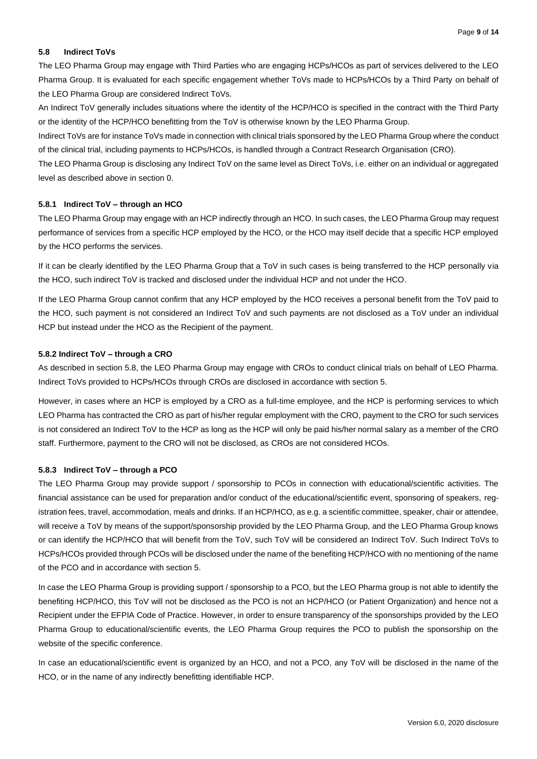### 5.8 Indirect ToVs

The LEO Pharma Group may engage with Third Parties who are engaging HCPs/HCOs as part of services delivered to the LEO Pharma Group. It is evaluated for each specific engagement whether ToVs made to HCPs/HCOs by a Third Party on behalf of the LEO Pharma Group are considered Indirect ToVs.

An Indirect ToV generally includes situations where the identity of the HCP/HCO is specified in the contract with the Third Party or the identity of the HCP/HCO benefitting from the ToV is otherwise known by the LEO Pharma Group.

Indirect ToVs are for instance ToVs made in connection with clinical trials sponsored by the LEO Pharma Group where the conduct of the clinical trial, including payments to HCPs/HCOs, is handled through a Contract Research Organisation (CRO).

The LEO Pharma Group is disclosing any Indirect ToV on the same level as Direct ToVs, i.e. either on an individual or aggregated level as described above in section 0.

#### 5.8.1 Indirect ToV – through an HCO

The LEO Pharma Group may engage with an HCP indirectly through an HCO. In such cases, the LEO Pharma Group may request performance of services from a specific HCP employed by the HCO, or the HCO may itself decide that a specific HCP employed by the HCO performs the services.

If it can be clearly identified by the LEO Pharma Group that a ToV in such cases is being transferred to the HCP personally via the HCO, such indirect ToV is tracked and disclosed under the individual HCP and not under the HCO.

If the LEO Pharma Group cannot confirm that any HCP employed by the HCO receives a personal benefit from the ToV paid to the HCO, such payment is not considered an Indirect ToV and such payments are not disclosed as a ToV under an individual HCP but instead under the HCO as the Recipient of the payment.

#### 5.8.2 Indirect ToV – through a CRO

As described in section 5.8, the LEO Pharma Group may engage with CROs to conduct clinical trials on behalf of LEO Pharma. Indirect ToVs provided to HCPs/HCOs through CROs are disclosed in accordance with section 5.

However, in cases where an HCP is employed by a CRO as a full-time employee, and the HCP is performing services to which LEO Pharma has contracted the CRO as part of his/her regular employment with the CRO, payment to the CRO for such services is not considered an Indirect ToV to the HCP as long as the HCP will only be paid his/her normal salary as a member of the CRO staff. Furthermore, payment to the CRO will not be disclosed, as CROs are not considered HCOs.

#### 5.8.3 Indirect ToV – through a PCO

The LEO Pharma Group may provide support / sponsorship to PCOs in connection with educational/scientific activities. The financial assistance can be used for preparation and/or conduct of the educational/scientific event, sponsoring of speakers, registration fees, travel, accommodation, meals and drinks. If an HCP/HCO, as e.g. a scientific committee, speaker, chair or attendee, will receive a ToV by means of the support/sponsorship provided by the LEO Pharma Group, and the LEO Pharma Group knows or can identify the HCP/HCO that will benefit from the ToV, such ToV will be considered an Indirect ToV. Such Indirect ToVs to HCPs/HCOs provided through PCOs will be disclosed under the name of the benefiting HCP/HCO with no mentioning of the name of the PCO and in accordance with section 5.

In case the LEO Pharma Group is providing support / sponsorship to a PCO, but the LEO Pharma group is not able to identify the benefiting HCP/HCO, this ToV will not be disclosed as the PCO is not an HCP/HCO (or Patient Organization) and hence not a Recipient under the EFPIA Code of Practice. However, in order to ensure transparency of the sponsorships provided by the LEO Pharma Group to educational/scientific events, the LEO Pharma Group requires the PCO to publish the sponsorship on the website of the specific conference.

In case an educational/scientific event is organized by an HCO, and not a PCO, any ToV will be disclosed in the name of the HCO, or in the name of any indirectly benefitting identifiable HCP.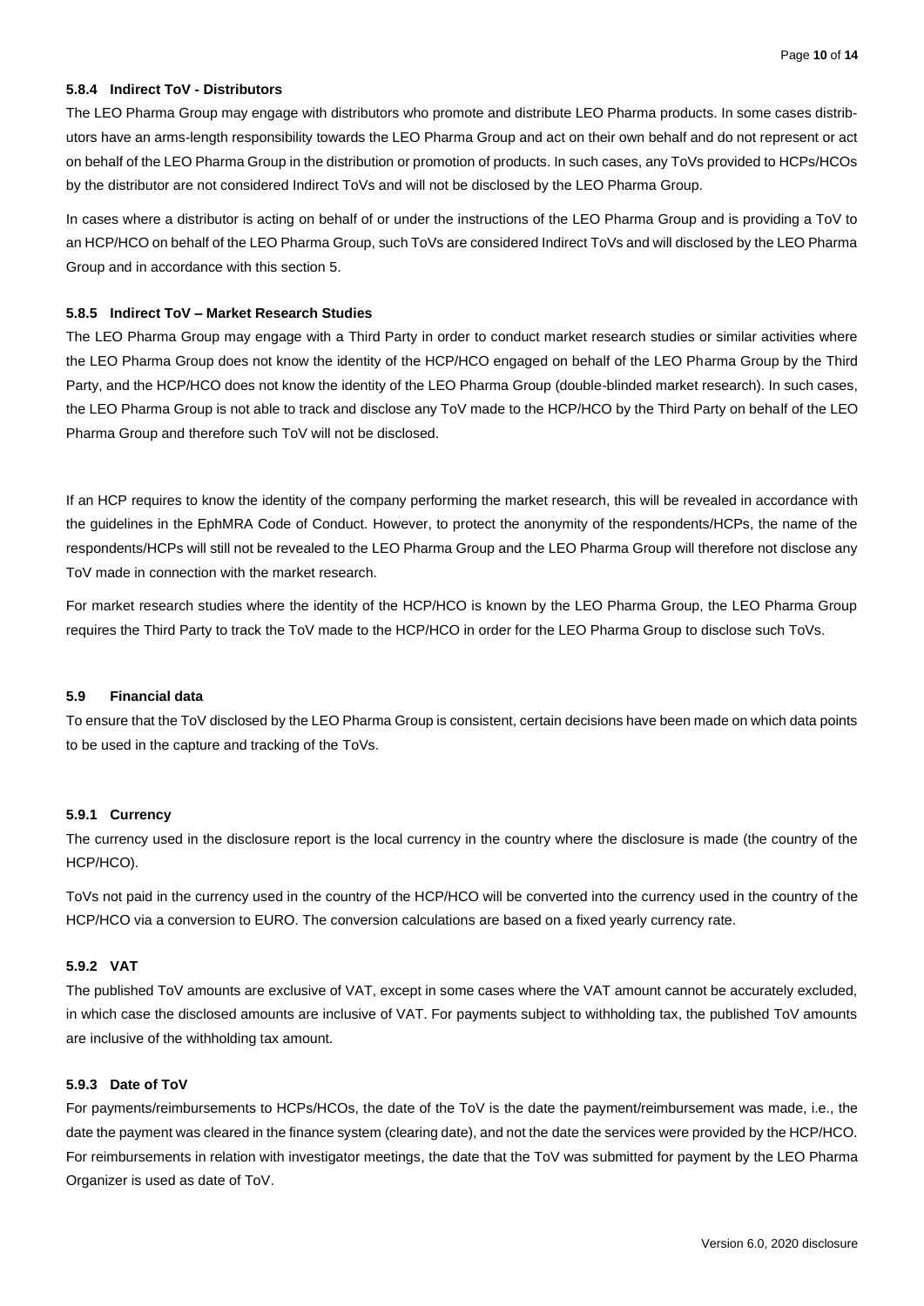#### 5.8.4 Indirect ToV - Distributors

The LEO Pharma Group may engage with distributors who promote and distribute LEO Pharma products. In some cases distributors have an arms-length responsibility towards the LEO Pharma Group and act on their own behalf and do not represent or act on behalf of the LEO Pharma Group in the distribution or promotion of products. In such cases, any ToVs provided to HCPs/HCOs by the distributor are not considered Indirect ToVs and will not be disclosed by the LEO Pharma Group.

In cases where a distributor is acting on behalf of or under the instructions of the LEO Pharma Group and is providing a ToV to an HCP/HCO on behalf of the LEO Pharma Group, such ToVs are considered Indirect ToVs and will disclosed by the LEO Pharma Group and in accordance with this section 5.

#### 5.8.5 Indirect ToV – Market Research Studies

The LEO Pharma Group may engage with a Third Party in order to conduct market research studies or similar activities where the LEO Pharma Group does not know the identity of the HCP/HCO engaged on behalf of the LEO Pharma Group by the Third Party, and the HCP/HCO does not know the identity of the LEO Pharma Group (double-blinded market research). In such cases, the LEO Pharma Group is not able to track and disclose any ToV made to the HCP/HCO by the Third Party on behalf of the LEO Pharma Group and therefore such ToV will not be disclosed.

If an HCP requires to know the identity of the company performing the market research, this will be revealed in accordance with the guidelines in the EphMRA Code of Conduct. However, to protect the anonymity of the respondents/HCPs, the name of the respondents/HCPs will still not be revealed to the LEO Pharma Group and the LEO Pharma Group will therefore not disclose any ToV made in connection with the market research.

For market research studies where the identity of the HCP/HCO is known by the LEO Pharma Group, the LEO Pharma Group requires the Third Party to track the ToV made to the HCP/HCO in order for the LEO Pharma Group to disclose such ToVs.

### 5.9 Financial data

To ensure that the ToV disclosed by the LEO Pharma Group is consistent, certain decisions have been made on which data points to be used in the capture and tracking of the ToVs.

#### 5.9.1 Currency

The currency used in the disclosure report is the local currency in the country where the disclosure is made (the country of the HCP/HCO).

ToVs not paid in the currency used in the country of the HCP/HCO will be converted into the currency used in the country of the HCP/HCO via a conversion to EURO. The conversion calculations are based on a fixed yearly currency rate.

#### 5.9.2 VAT

The published ToV amounts are exclusive of VAT, except in some cases where the VAT amount cannot be accurately excluded, in which case the disclosed amounts are inclusive of VAT. For payments subject to withholding tax, the published ToV amounts are inclusive of the withholding tax amount.

#### 5.9.3 Date of ToV

For payments/reimbursements to HCPs/HCOs, the date of the ToV is the date the payment/reimbursement was made, i.e., the date the payment was cleared in the finance system (clearing date), and not the date the services were provided by the HCP/HCO. For reimbursements in relation with investigator meetings, the date that the ToV was submitted for payment by the LEO Pharma Organizer is used as date of ToV.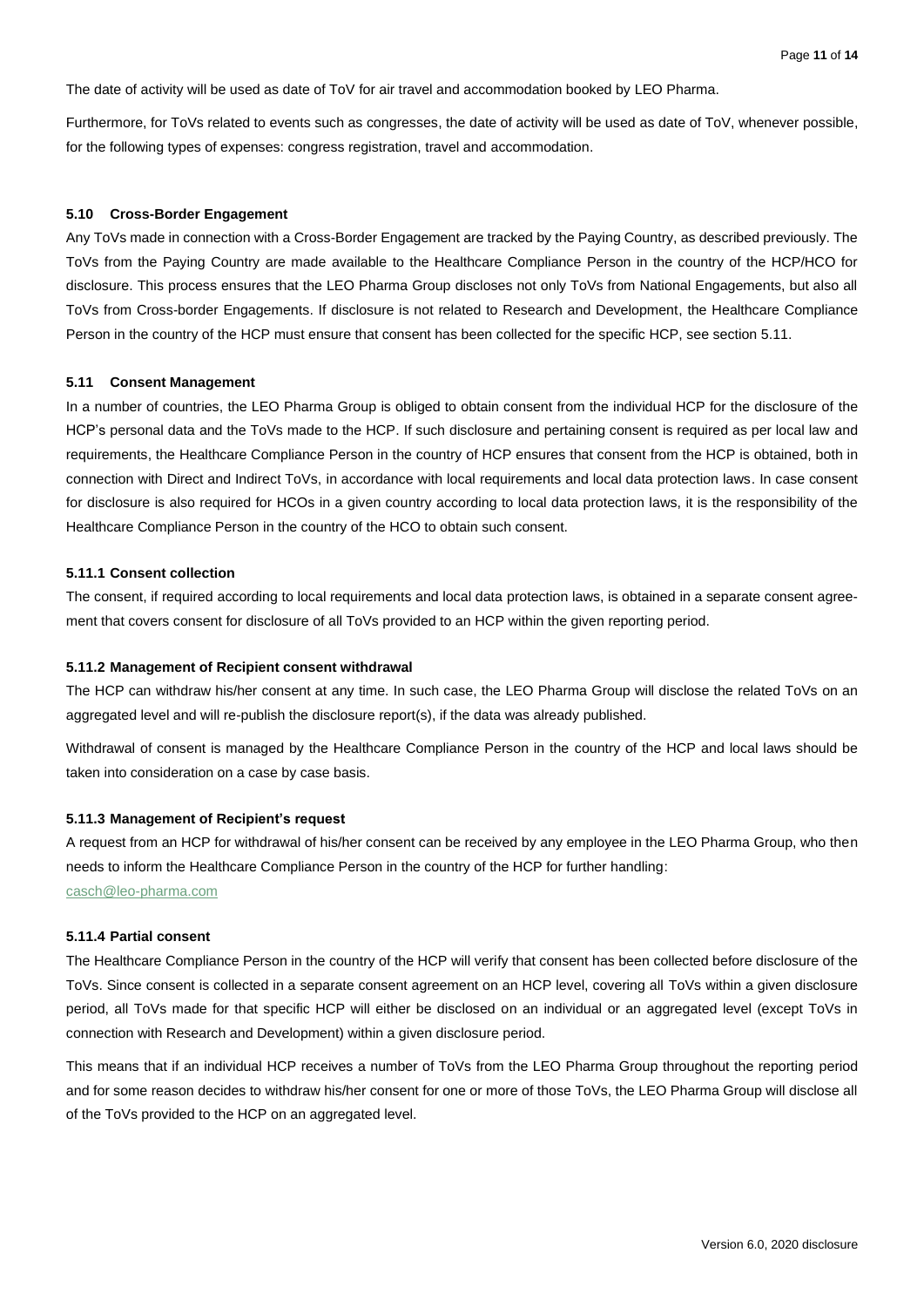The date of activity will be used as date of ToV for air travel and accommodation booked by LEO Pharma.

Furthermore, for ToVs related to events such as congresses, the date of activity will be used as date of ToV, whenever possible, for the following types of expenses: congress registration, travel and accommodation.

### 5.10 Cross-Border Engagement

Any ToVs made in connection with a Cross-Border Engagement are tracked by the Paying Country, as described previously. The ToVs from the Paying Country are made available to the Healthcare Compliance Person in the country of the HCP/HCO for disclosure. This process ensures that the LEO Pharma Group discloses not only ToVs from National Engagements, but also all ToVs from Cross-border Engagements. If disclosure is not related to Research and Development, the Healthcare Compliance Person in the country of the HCP must ensure that consent has been collected for the specific HCP, see section 5.11.

### 5.11 Consent Management

In a number of countries, the LEO Pharma Group is obliged to obtain consent from the individual HCP for the disclosure of the HCP's personal data and the ToVs made to the HCP. If such disclosure and pertaining consent is required as per local law and requirements, the Healthcare Compliance Person in the country of HCP ensures that consent from the HCP is obtained, both in connection with Direct and Indirect ToVs, in accordance with local requirements and local data protection laws. In case consent for disclosure is also required for HCOs in a given country according to local data protection laws, it is the responsibility of the Healthcare Compliance Person in the country of the HCO to obtain such consent.

#### 5.11.1 Consent collection

The consent, if required according to local requirements and local data protection laws, is obtained in a separate consent agreement that covers consent for disclosure of all ToVs provided to an HCP within the given reporting period.

#### 5.11.2 Management of Recipient consent withdrawal

The HCP can withdraw his/her consent at any time. In such case, the LEO Pharma Group will disclose the related ToVs on an aggregated level and will re-publish the disclosure report(s), if the data was already published.

Withdrawal of consent is managed by the Healthcare Compliance Person in the country of the HCP and local laws should be taken into consideration on a case by case basis.

#### 5.11.3 Management of Recipient's request

A request from an HCP for withdrawal of his/her consent can be received by any employee in the LEO Pharma Group, who then needs to inform the Healthcare Compliance Person in the country of the HCP for further handling:
casch@leo-pharma.com

#### 5.11.4 Partial consent

The Healthcare Compliance Person in the country of the HCP will verify that consent has been collected before disclosure of the ToVs. Since consent is collected in a separate consent agreement on an HCP level, covering all ToVs within a given disclosure period, all ToVs made for that specific HCP will either be disclosed on an individual or an aggregated level (except ToVs in connection with Research and Development) within a given disclosure period.

This means that if an individual HCP receives a number of ToVs from the LEO Pharma Group throughout the reporting period and for some reason decides to withdraw his/her consent for one or more of those ToVs, the LEO Pharma Group will disclose all of the ToVs provided to the HCP on an aggregated level.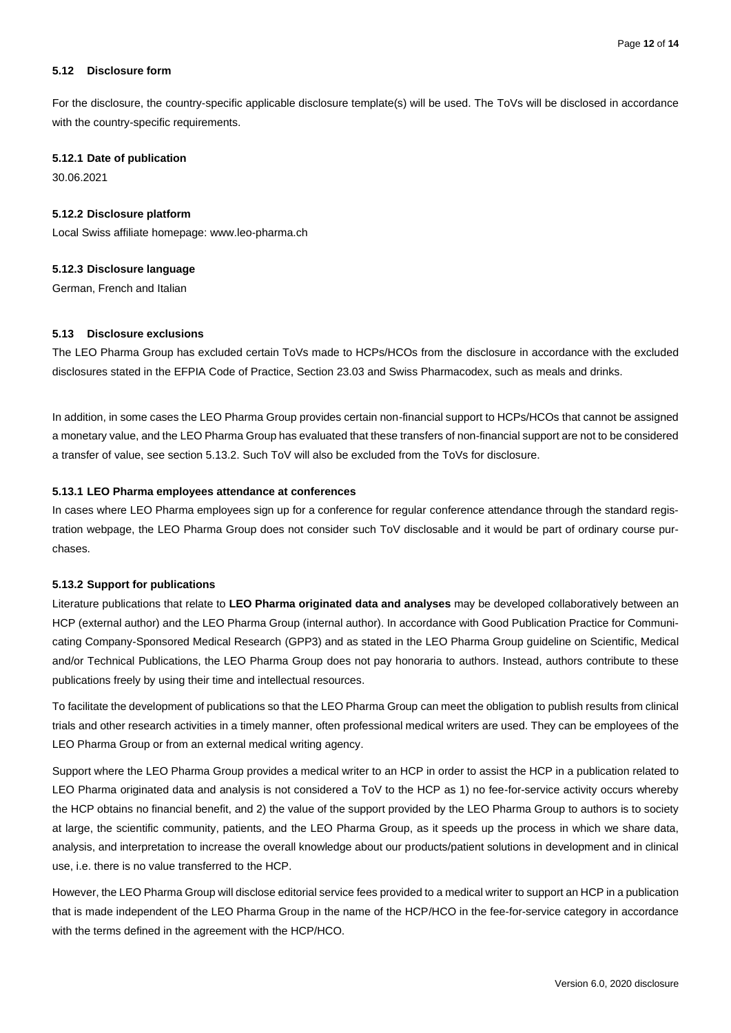### 5.12 Disclosure form

For the disclosure, the country-specific applicable disclosure template(s) will be used. The ToVs will be disclosed in accordance with the country-specific requirements.

#### 5.12.1 Date of publication

30.06.2021

#### 5.12.2 Disclosure platform

Local Swiss affiliate homepage: www.leo-pharma.ch

#### 5.12.3 Disclosure language

German, French and Italian

### 5.13 Disclosure exclusions

The LEO Pharma Group has excluded certain ToVs made to HCPs/HCOs from the disclosure in accordance with the excluded disclosures stated in the EFPIA Code of Practice, Section 23.03 and Swiss Pharmacodex, such as meals and drinks.

In addition, in some cases the LEO Pharma Group provides certain non-financial support to HCPs/HCOs that cannot be assigned a monetary value, and the LEO Pharma Group has evaluated that these transfers of non-financial support are not to be considered a transfer of value, see section 5.13.2. Such ToV will also be excluded from the ToVs for disclosure.

#### 5.13.1 LEO Pharma employees attendance at conferences

In cases where LEO Pharma employees sign up for a conference for regular conference attendance through the standard registration webpage, the LEO Pharma Group does not consider such ToV disclosable and it would be part of ordinary course purchases.

#### 5.13.2 Support for publications

Literature publications that relate to **LEO Pharma originated data and analyses** may be developed collaboratively between an HCP (external author) and the LEO Pharma Group (internal author). In accordance with Good Publication Practice for Communicating Company-Sponsored Medical Research (GPP3) and as stated in the LEO Pharma Group guideline on Scientific, Medical and/or Technical Publications, the LEO Pharma Group does not pay honoraria to authors. Instead, authors contribute to these publications freely by using their time and intellectual resources.

To facilitate the development of publications so that the LEO Pharma Group can meet the obligation to publish results from clinical trials and other research activities in a timely manner, often professional medical writers are used. They can be employees of the LEO Pharma Group or from an external medical writing agency.

Support where the LEO Pharma Group provides a medical writer to an HCP in order to assist the HCP in a publication related to LEO Pharma originated data and analysis is not considered a ToV to the HCP as 1) no fee-for-service activity occurs whereby the HCP obtains no financial benefit, and 2) the value of the support provided by the LEO Pharma Group to authors is to society at large, the scientific community, patients, and the LEO Pharma Group, as it speeds up the process in which we share data, analysis, and interpretation to increase the overall knowledge about our products/patient solutions in development and in clinical use, i.e. there is no value transferred to the HCP.

However, the LEO Pharma Group will disclose editorial service fees provided to a medical writer to support an HCP in a publication that is made independent of the LEO Pharma Group in the name of the HCP/HCO in the fee-for-service category in accordance with the terms defined in the agreement with the HCP/HCO.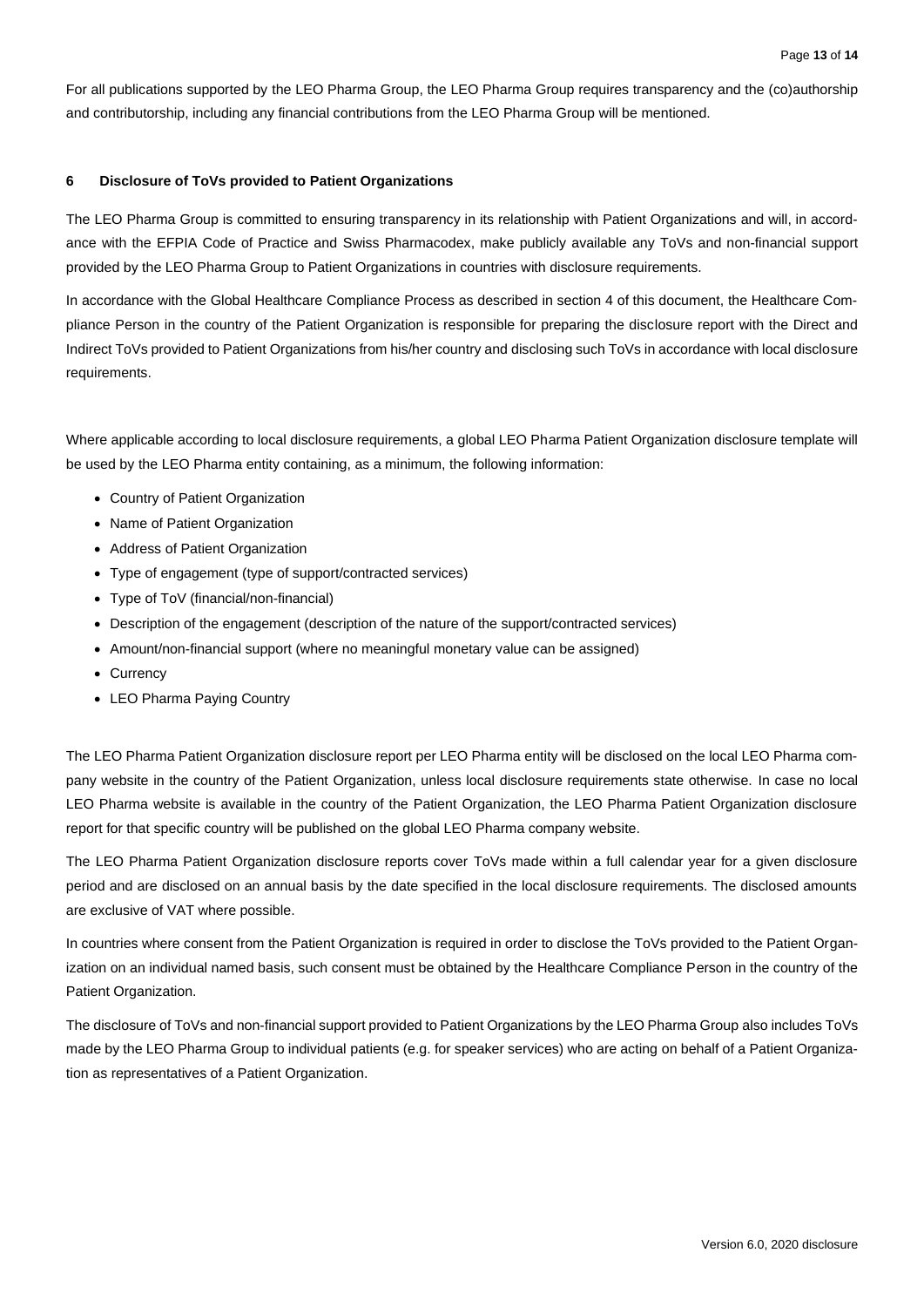For all publications supported by the LEO Pharma Group, the LEO Pharma Group requires transparency and the (co)authorship and contributorship, including any financial contributions from the LEO Pharma Group will be mentioned.

## 6 Disclosure of ToVs provided to Patient Organizations

The LEO Pharma Group is committed to ensuring transparency in its relationship with Patient Organizations and will, in accordance with the EFPIA Code of Practice and Swiss Pharmacodex, make publicly available any ToVs and non-financial support provided by the LEO Pharma Group to Patient Organizations in countries with disclosure requirements.

In accordance with the Global Healthcare Compliance Process as described in section 4 of this document, the Healthcare Compliance Person in the country of the Patient Organization is responsible for preparing the disclosure report with the Direct and Indirect ToVs provided to Patient Organizations from his/her country and disclosing such ToVs in accordance with local disclosure requirements.

Where applicable according to local disclosure requirements, a global LEO Pharma Patient Organization disclosure template will be used by the LEO Pharma entity containing, as a minimum, the following information:

- Country of Patient Organization
- Name of Patient Organization
- Address of Patient Organization
- Type of engagement (type of support/contracted services)
- Type of ToV (financial/non-financial)
- Description of the engagement (description of the nature of the support/contracted services)
- Amount/non-financial support (where no meaningful monetary value can be assigned)
- Currency
- LEO Pharma Paying Country

The LEO Pharma Patient Organization disclosure report per LEO Pharma entity will be disclosed on the local LEO Pharma company website in the country of the Patient Organization, unless local disclosure requirements state otherwise. In case no local LEO Pharma website is available in the country of the Patient Organization, the LEO Pharma Patient Organization disclosure report for that specific country will be published on the global LEO Pharma company website.

The LEO Pharma Patient Organization disclosure reports cover ToVs made within a full calendar year for a given disclosure period and are disclosed on an annual basis by the date specified in the local disclosure requirements. The disclosed amounts are exclusive of VAT where possible.

In countries where consent from the Patient Organization is required in order to disclose the ToVs provided to the Patient Organization on an individual named basis, such consent must be obtained by the Healthcare Compliance Person in the country of the Patient Organization.

The disclosure of ToVs and non-financial support provided to Patient Organizations by the LEO Pharma Group also includes ToVs made by the LEO Pharma Group to individual patients (e.g. for speaker services) who are acting on behalf of a Patient Organization as representatives of a Patient Organization.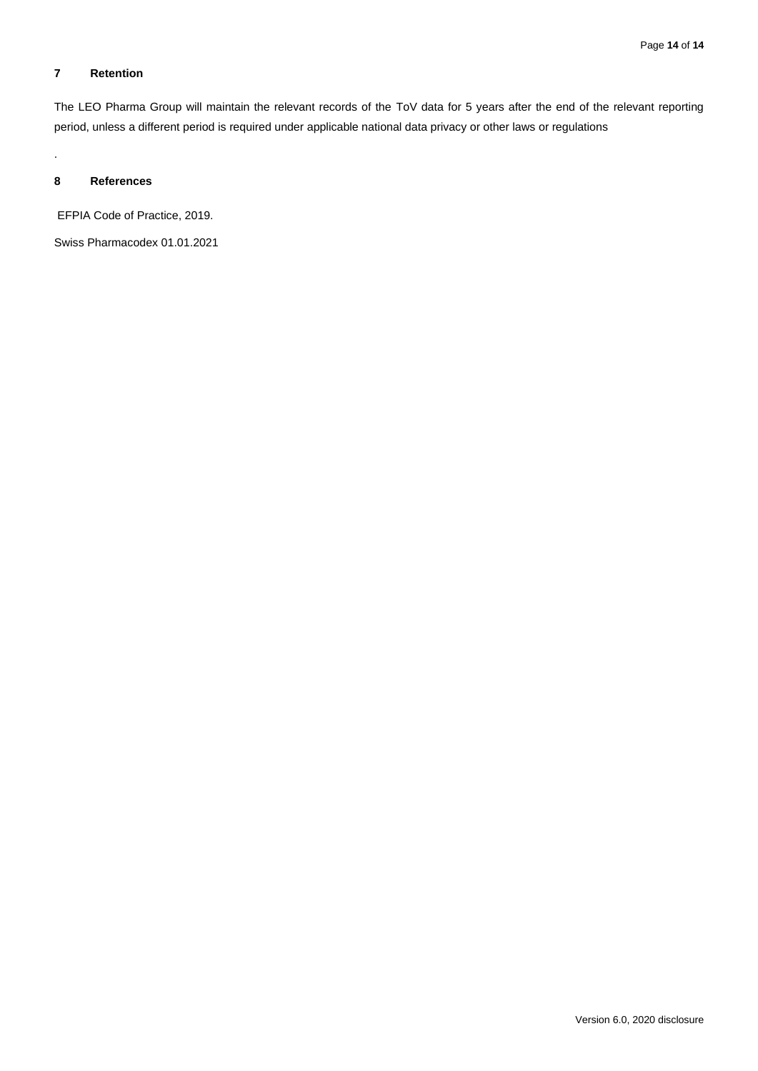## 7 Retention

The LEO Pharma Group will maintain the relevant records of the ToV data for 5 years after the end of the relevant reporting period, unless a different period is required under applicable national data privacy or other laws or regulations

.

## 8 References

EFPIA Code of Practice, 2019.

Swiss Pharmacodex 01.01.2021